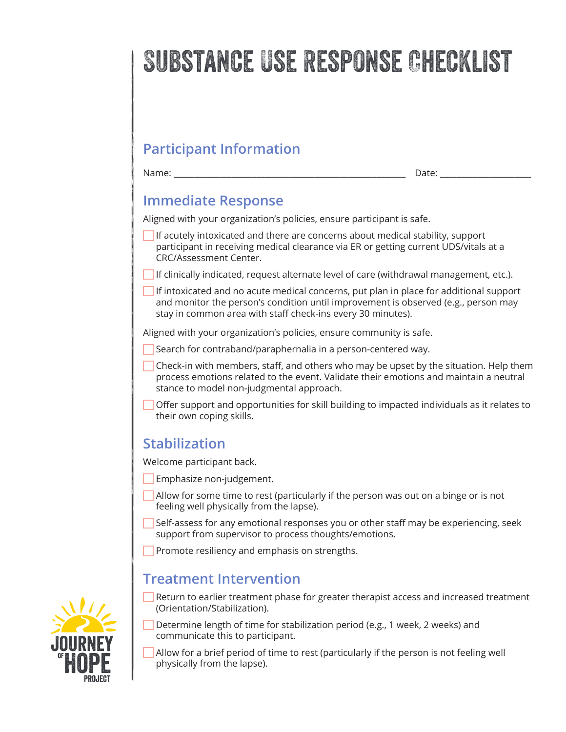# SUBSTANCE USE RESPONSE CHECKLIST

## Participant Information

Name: ______________________________________________ Date: __________________

## Immediate Response

Aligned with your organization's policies, ensure participant is safe.

- [ ] If acutely intoxicated and there are concerns about medical stability, support participant in receiving medical clearance via ER or getting current UDS/vitals at a CRC/Assessment Center.
- [ ] If clinically indicated, request alternate level of care (withdrawal management, etc.).
- [ ] If intoxicated and no acute medical concerns, put plan in place for additional support and monitor the person's condition until improvement is observed (e.g., person may stay in common area with staff check-ins every 30 minutes).

Aligned with your organization's policies, ensure community is safe.

- [ ] Search for contraband/paraphernalia in a person-centered way.
- [ ] Check-in with members, staff, and others who may be upset by the situation. Help them process emotions related to the event. Validate their emotions and maintain a neutral stance to model non-judgmental approach.
- [ ] Offer support and opportunities for skill building to impacted individuals as it relates to their own coping skills.

## Stabilization

Welcome participant back.

- [ ] Emphasize non-judgement.
- [ ] Allow for some time to rest (particularly if the person was out on a binge or is not feeling well physically from the lapse).
- [ ] Self-assess for any emotional responses you or other staff may be experiencing, seek support from supervisor to process thoughts/emotions.
- [ ] Promote resiliency and emphasis on strengths.

## Treatment Intervention

- [ ] Return to earlier treatment phase for greater therapist access and increased treatment (Orientation/Stabilization).
- [ ] Determine length of time for stabilization period (e.g., 1 week, 2 weeks) and communicate this to participant.
- [ ] Allow for a brief period of time to rest (particularly if the person is not feeling well physically from the lapse).

JOURNEY OF HOPE PROJECT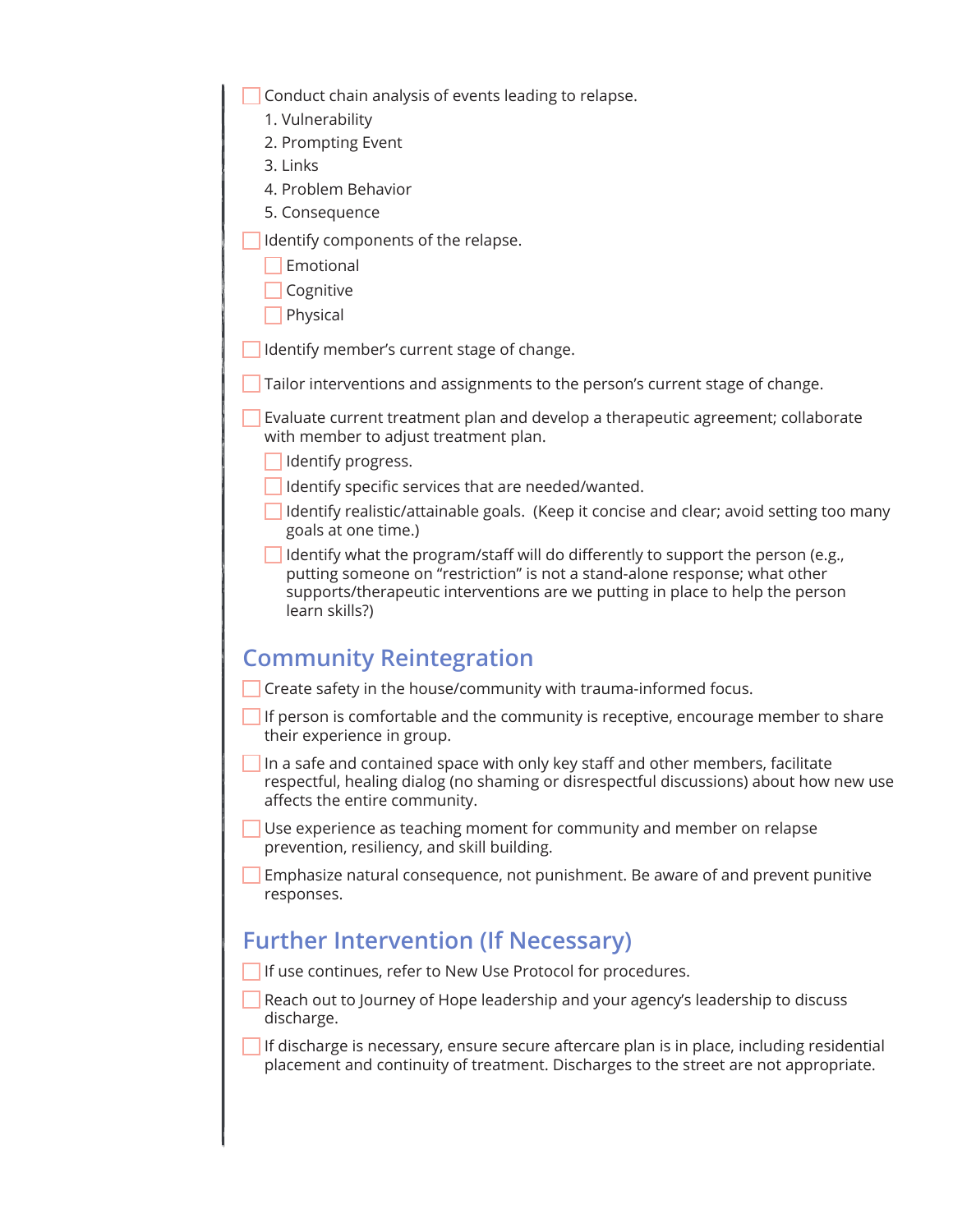- [ ] Conduct chain analysis of events leading to relapse.
  1. Vulnerability
  2. Prompting Event
  3. Links
  4. Problem Behavior
  5. Consequence
- [ ] Identify components of the relapse.
  - [ ] Emotional
  - [ ] Cognitive
  - [ ] Physical
- [ ] Identify member's current stage of change.
- [ ] Tailor interventions and assignments to the person's current stage of change.
- [ ] Evaluate current treatment plan and develop a therapeutic agreement; collaborate with member to adjust treatment plan.
  - [ ] Identify progress.
  - [ ] Identify specific services that are needed/wanted.
  - [ ] Identify realistic/attainable goals. (Keep it concise and clear; avoid setting too many goals at one time.)
  - [ ] Identify what the program/staff will do differently to support the person (e.g., putting someone on "restriction" is not a stand-alone response; what other supports/therapeutic interventions are we putting in place to help the person learn skills?)

## Community Reintegration

- [ ] Create safety in the house/community with trauma-informed focus.
- [ ] If person is comfortable and the community is receptive, encourage member to share their experience in group.
- [ ] In a safe and contained space with only key staff and other members, facilitate respectful, healing dialog (no shaming or disrespectful discussions) about how new use affects the entire community.
- [ ] Use experience as teaching moment for community and member on relapse prevention, resiliency, and skill building.
- [ ] Emphasize natural consequence, not punishment. Be aware of and prevent punitive responses.

## Further Intervention (If Necessary)

- [ ] If use continues, refer to New Use Protocol for procedures.
- [ ] Reach out to Journey of Hope leadership and your agency's leadership to discuss discharge.
- [ ] If discharge is necessary, ensure secure aftercare plan is in place, including residential placement and continuity of treatment. Discharges to the street are not appropriate.